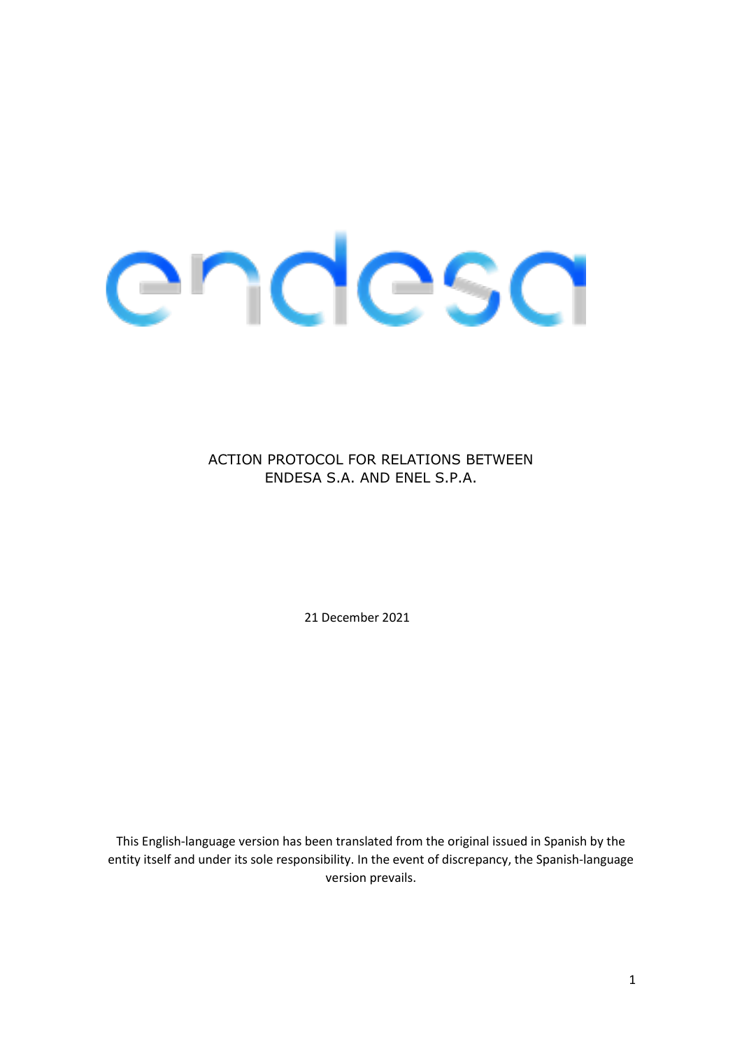endesa

ACTION PROTOCOL FOR RELATIONS BETWEEN ENDESA S.A. AND ENEL S.P.A.

21 December 2021

This English-language version has been translated from the original issued in Spanish by the entity itself and under its sole responsibility. In the event of discrepancy, the Spanish-language version prevails.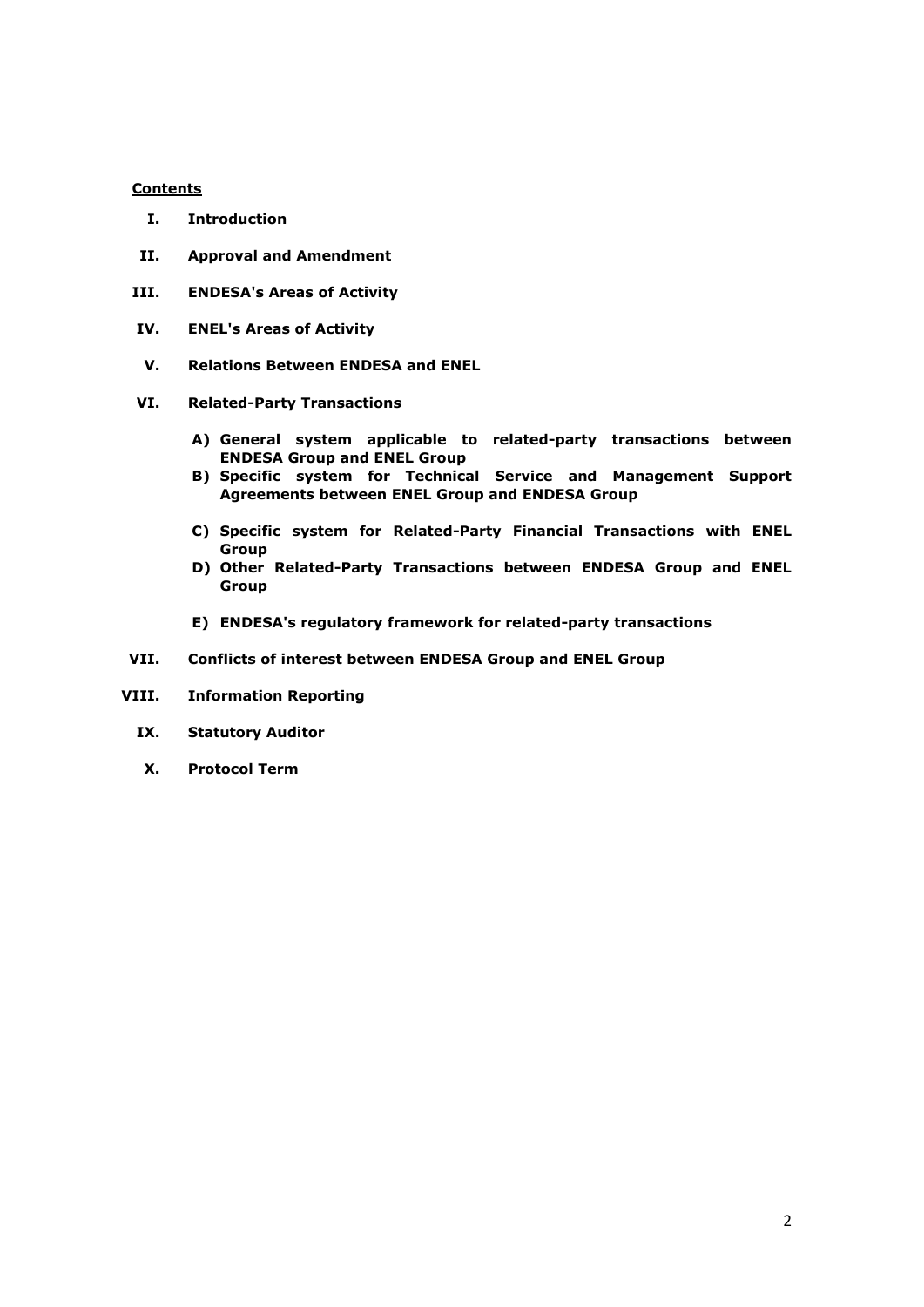**Contents**

I. **Introduction**

II. **Approval and Amendment**

III. **ENDESA's Areas of Activity**

IV. **ENEL's Areas of Activity**

V. **Relations Between ENDESA and ENEL**

VI. **Related-Party Transactions**

   A) **General system applicable to related-party transactions between ENDESA Group and ENEL Group**

   B) **Specific system for Technical Service and Management Support Agreements between ENEL Group and ENDESA Group**

   C) **Specific system for Related-Party Financial Transactions with ENEL Group**

   D) **Other Related-Party Transactions between ENDESA Group and ENEL Group**

   E) **ENDESA's regulatory framework for related-party transactions**

VII. **Conflicts of interest between ENDESA Group and ENEL Group**

VIII. **Information Reporting**

IX. **Statutory Auditor**

X. **Protocol Term**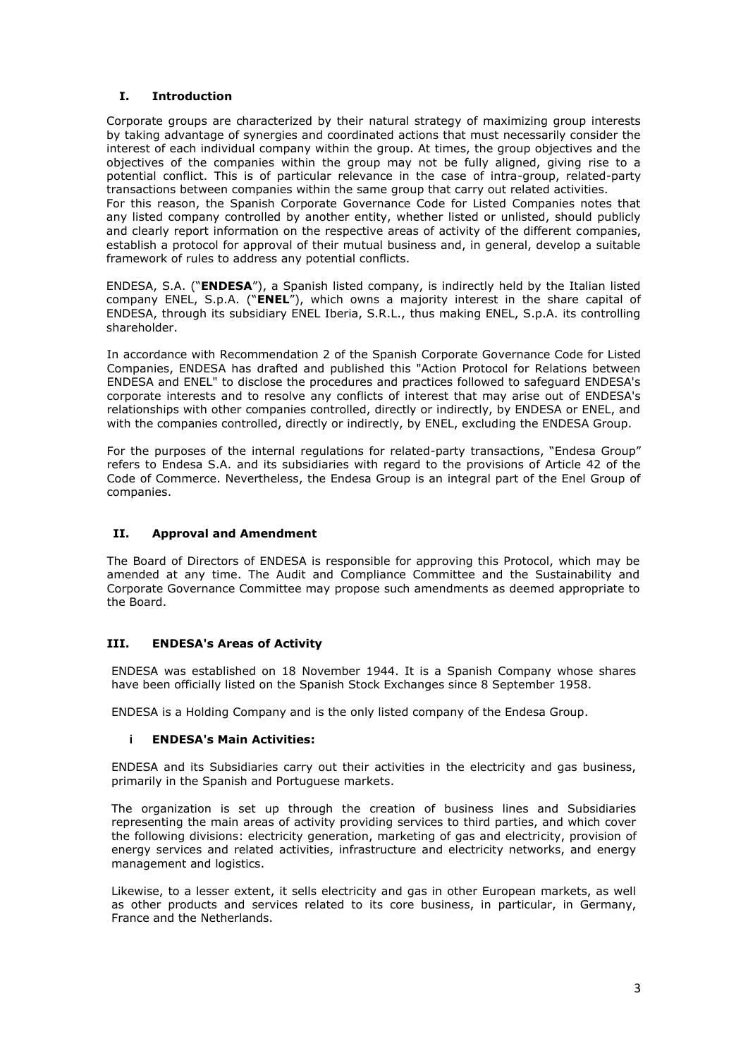## I. Introduction

Corporate groups are characterized by their natural strategy of maximizing group interests by taking advantage of synergies and coordinated actions that must necessarily consider the interest of each individual company within the group. At times, the group objectives and the objectives of the companies within the group may not be fully aligned, giving rise to a potential conflict. This is of particular relevance in the case of intra-group, related-party transactions between companies within the same group that carry out related activities.
For this reason, the Spanish Corporate Governance Code for Listed Companies notes that any listed company controlled by another entity, whether listed or unlisted, should publicly and clearly report information on the respective areas of activity of the different companies, establish a protocol for approval of their mutual business and, in general, develop a suitable framework of rules to address any potential conflicts.

ENDESA, S.A. ("**ENDESA**"), a Spanish listed company, is indirectly held by the Italian listed company ENEL, S.p.A. ("**ENEL**"), which owns a majority interest in the share capital of ENDESA, through its subsidiary ENEL Iberia, S.R.L., thus making ENEL, S.p.A. its controlling shareholder.

In accordance with Recommendation 2 of the Spanish Corporate Governance Code for Listed Companies, ENDESA has drafted and published this "Action Protocol for Relations between ENDESA and ENEL" to disclose the procedures and practices followed to safeguard ENDESA's corporate interests and to resolve any conflicts of interest that may arise out of ENDESA's relationships with other companies controlled, directly or indirectly, by ENDESA or ENEL, and with the companies controlled, directly or indirectly, by ENEL, excluding the ENDESA Group.

For the purposes of the internal regulations for related-party transactions, "Endesa Group" refers to Endesa S.A. and its subsidiaries with regard to the provisions of Article 42 of the Code of Commerce. Nevertheless, the Endesa Group is an integral part of the Enel Group of companies.

## II. Approval and Amendment

The Board of Directors of ENDESA is responsible for approving this Protocol, which may be amended at any time. The Audit and Compliance Committee and the Sustainability and Corporate Governance Committee may propose such amendments as deemed appropriate to the Board.

## III. ENDESA's Areas of Activity

ENDESA was established on 18 November 1944. It is a Spanish Company whose shares have been officially listed on the Spanish Stock Exchanges since 8 September 1958.

ENDESA is a Holding Company and is the only listed company of the Endesa Group.

### i ENDESA's Main Activities:

ENDESA and its Subsidiaries carry out their activities in the electricity and gas business, primarily in the Spanish and Portuguese markets.

The organization is set up through the creation of business lines and Subsidiaries representing the main areas of activity providing services to third parties, and which cover the following divisions: electricity generation, marketing of gas and electricity, provision of energy services and related activities, infrastructure and electricity networks, and energy management and logistics.

Likewise, to a lesser extent, it sells electricity and gas in other European markets, as well as other products and services related to its core business, in particular, in Germany, France and the Netherlands.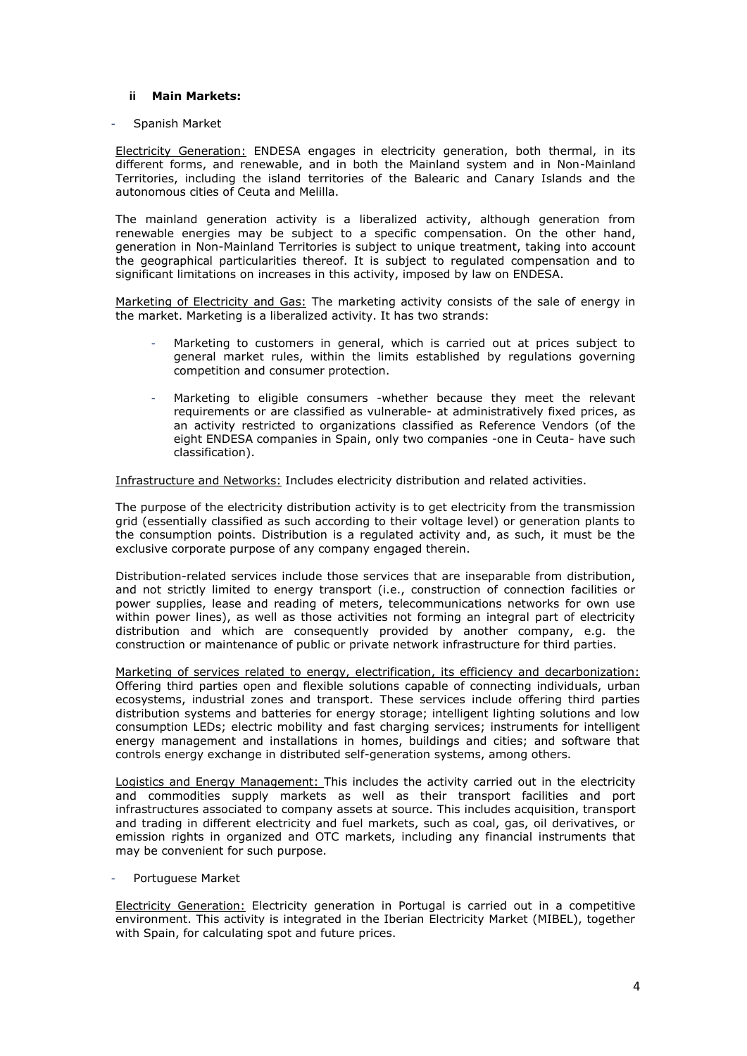#### ii Main Markets:

- Spanish Market

Electricity Generation: ENDESA engages in electricity generation, both thermal, in its different forms, and renewable, and in both the Mainland system and in Non-Mainland Territories, including the island territories of the Balearic and Canary Islands and the autonomous cities of Ceuta and Melilla.

The mainland generation activity is a liberalized activity, although generation from renewable energies may be subject to a specific compensation. On the other hand, generation in Non-Mainland Territories is subject to unique treatment, taking into account the geographical particularities thereof. It is subject to regulated compensation and to significant limitations on increases in this activity, imposed by law on ENDESA.

Marketing of Electricity and Gas: The marketing activity consists of the sale of energy in the market. Marketing is a liberalized activity. It has two strands:

- Marketing to customers in general, which is carried out at prices subject to general market rules, within the limits established by regulations governing competition and consumer protection.

- Marketing to eligible consumers -whether because they meet the relevant requirements or are classified as vulnerable- at administratively fixed prices, as an activity restricted to organizations classified as Reference Vendors (of the eight ENDESA companies in Spain, only two companies -one in Ceuta- have such classification).

Infrastructure and Networks: Includes electricity distribution and related activities.

The purpose of the electricity distribution activity is to get electricity from the transmission grid (essentially classified as such according to their voltage level) or generation plants to the consumption points. Distribution is a regulated activity and, as such, it must be the exclusive corporate purpose of any company engaged therein.

Distribution-related services include those services that are inseparable from distribution, and not strictly limited to energy transport (i.e., construction of connection facilities or power supplies, lease and reading of meters, telecommunications networks for own use within power lines), as well as those activities not forming an integral part of electricity distribution and which are consequently provided by another company, e.g. the construction or maintenance of public or private network infrastructure for third parties.

Marketing of services related to energy, electrification, its efficiency and decarbonization: Offering third parties open and flexible solutions capable of connecting individuals, urban ecosystems, industrial zones and transport. These services include offering third parties distribution systems and batteries for energy storage; intelligent lighting solutions and low consumption LEDs; electric mobility and fast charging services; instruments for intelligent energy management and installations in homes, buildings and cities; and software that controls energy exchange in distributed self-generation systems, among others.

Logistics and Energy Management: This includes the activity carried out in the electricity and commodities supply markets as well as their transport facilities and port infrastructures associated to company assets at source. This includes acquisition, transport and trading in different electricity and fuel markets, such as coal, gas, oil derivatives, or emission rights in organized and OTC markets, including any financial instruments that may be convenient for such purpose.

- Portuguese Market

Electricity Generation: Electricity generation in Portugal is carried out in a competitive environment. This activity is integrated in the Iberian Electricity Market (MIBEL), together with Spain, for calculating spot and future prices.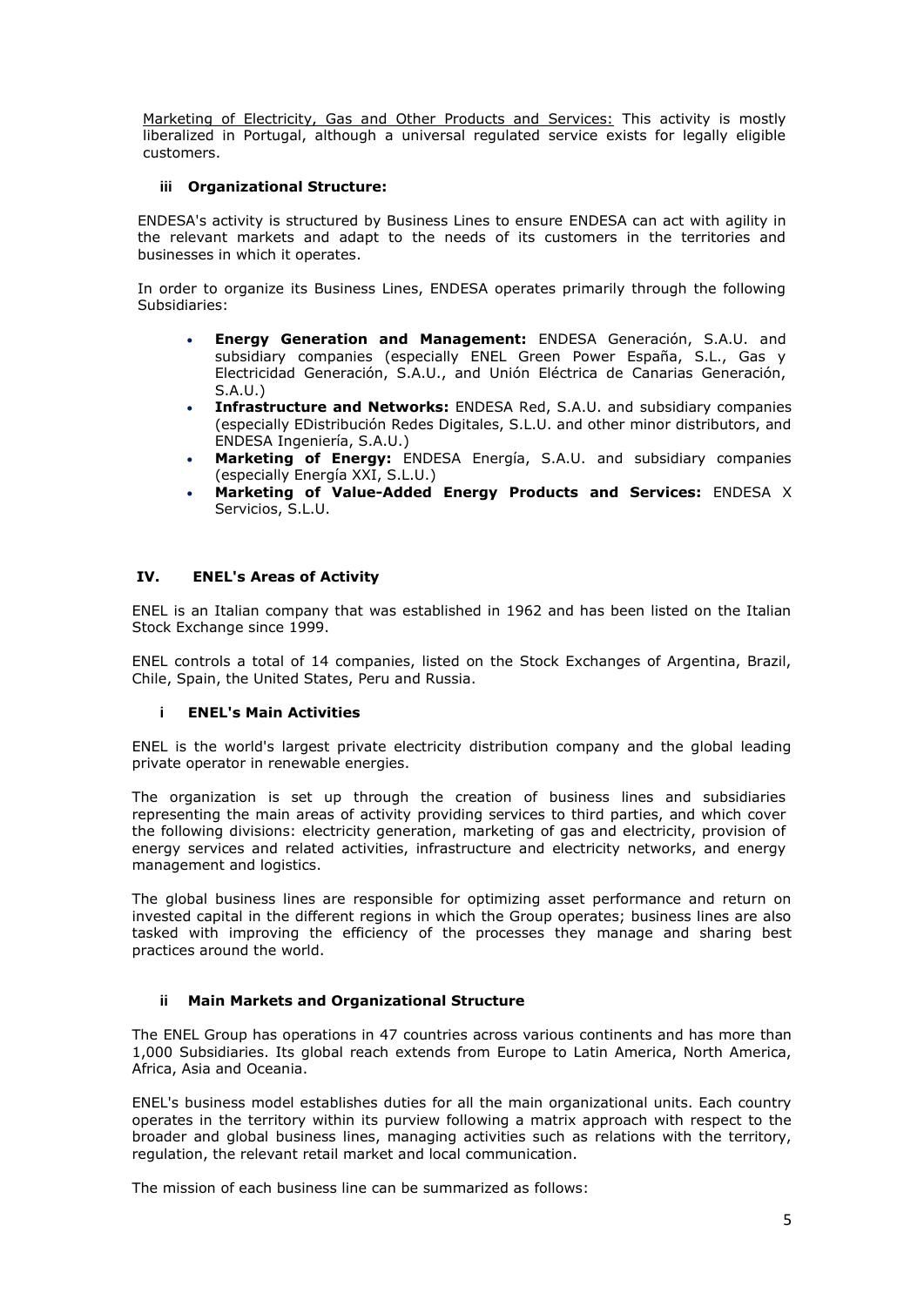Marketing of Electricity, Gas and Other Products and Services: This activity is mostly liberalized in Portugal, although a universal regulated service exists for legally eligible customers.

#### iii Organizational Structure:

ENDESA's activity is structured by Business Lines to ensure ENDESA can act with agility in the relevant markets and adapt to the needs of its customers in the territories and businesses in which it operates.

In order to organize its Business Lines, ENDESA operates primarily through the following Subsidiaries:

- **Energy Generation and Management:** ENDESA Generación, S.A.U. and subsidiary companies (especially ENEL Green Power España, S.L., Gas y Electricidad Generación, S.A.U., and Unión Eléctrica de Canarias Generación, S.A.U.)
- **Infrastructure and Networks:** ENDESA Red, S.A.U. and subsidiary companies (especially EDistribución Redes Digitales, S.L.U. and other minor distributors, and ENDESA Ingeniería, S.A.U.)
- **Marketing of Energy:** ENDESA Energía, S.A.U. and subsidiary companies (especially Energía XXI, S.L.U.)
- **Marketing of Value-Added Energy Products and Services:** ENDESA X Servicios, S.L.U.

## IV. ENEL's Areas of Activity

ENEL is an Italian company that was established in 1962 and has been listed on the Italian Stock Exchange since 1999.

ENEL controls a total of 14 companies, listed on the Stock Exchanges of Argentina, Brazil, Chile, Spain, the United States, Peru and Russia.

#### i ENEL's Main Activities

ENEL is the world's largest private electricity distribution company and the global leading private operator in renewable energies.

The organization is set up through the creation of business lines and subsidiaries representing the main areas of activity providing services to third parties, and which cover the following divisions: electricity generation, marketing of gas and electricity, provision of energy services and related activities, infrastructure and electricity networks, and energy management and logistics.

The global business lines are responsible for optimizing asset performance and return on invested capital in the different regions in which the Group operates; business lines are also tasked with improving the efficiency of the processes they manage and sharing best practices around the world.

#### ii Main Markets and Organizational Structure

The ENEL Group has operations in 47 countries across various continents and has more than 1,000 Subsidiaries. Its global reach extends from Europe to Latin America, North America, Africa, Asia and Oceania.

ENEL's business model establishes duties for all the main organizational units. Each country operates in the territory within its purview following a matrix approach with respect to the broader and global business lines, managing activities such as relations with the territory, regulation, the relevant retail market and local communication.

The mission of each business line can be summarized as follows: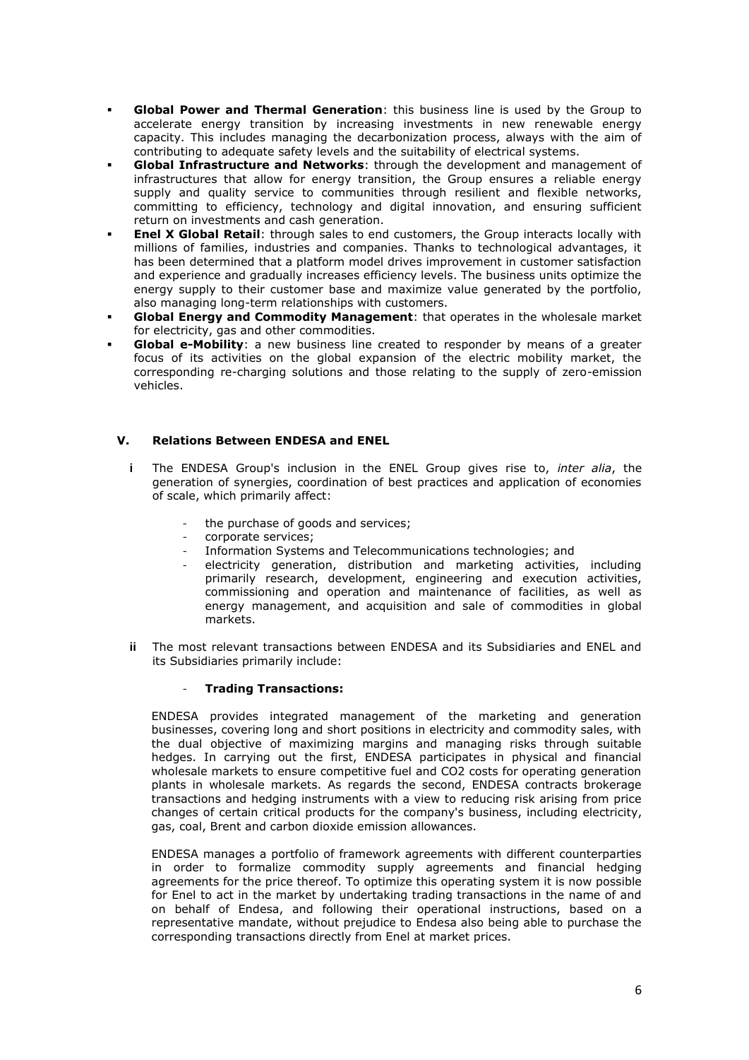- **Global Power and Thermal Generation**: this business line is used by the Group to accelerate energy transition by increasing investments in new renewable energy capacity. This includes managing the decarbonization process, always with the aim of contributing to adequate safety levels and the suitability of electrical systems.
- **Global Infrastructure and Networks**: through the development and management of infrastructures that allow for energy transition, the Group ensures a reliable energy supply and quality service to communities through resilient and flexible networks, committing to efficiency, technology and digital innovation, and ensuring sufficient return on investments and cash generation.
- **Enel X Global Retail**: through sales to end customers, the Group interacts locally with millions of families, industries and companies. Thanks to technological advantages, it has been determined that a platform model drives improvement in customer satisfaction and experience and gradually increases efficiency levels. The business units optimize the energy supply to their customer base and maximize value generated by the portfolio, also managing long-term relationships with customers.
- **Global Energy and Commodity Management**: that operates in the wholesale market for electricity, gas and other commodities.
- **Global e-Mobility**: a new business line created to responder by means of a greater focus of its activities on the global expansion of the electric mobility market, the corresponding re-charging solutions and those relating to the supply of zero-emission vehicles.

## V. Relations Between ENDESA and ENEL

**i** The ENDESA Group's inclusion in the ENEL Group gives rise to, *inter alia*, the generation of synergies, coordination of best practices and application of economies of scale, which primarily affect:

- the purchase of goods and services;
- corporate services;
- Information Systems and Telecommunications technologies; and
- electricity generation, distribution and marketing activities, including primarily research, development, engineering and execution activities, commissioning and operation and maintenance of facilities, as well as energy management, and acquisition and sale of commodities in global markets.

**ii** The most relevant transactions between ENDESA and its Subsidiaries and ENEL and its Subsidiaries primarily include:

- **Trading Transactions:**

ENDESA provides integrated management of the marketing and generation businesses, covering long and short positions in electricity and commodity sales, with the dual objective of maximizing margins and managing risks through suitable hedges. In carrying out the first, ENDESA participates in physical and financial wholesale markets to ensure competitive fuel and CO2 costs for operating generation plants in wholesale markets. As regards the second, ENDESA contracts brokerage transactions and hedging instruments with a view to reducing risk arising from price changes of certain critical products for the company's business, including electricity, gas, coal, Brent and carbon dioxide emission allowances.

ENDESA manages a portfolio of framework agreements with different counterparties in order to formalize commodity supply agreements and financial hedging agreements for the price thereof. To optimize this operating system it is now possible for Enel to act in the market by undertaking trading transactions in the name of and on behalf of Endesa, and following their operational instructions, based on a representative mandate, without prejudice to Endesa also being able to purchase the corresponding transactions directly from Enel at market prices.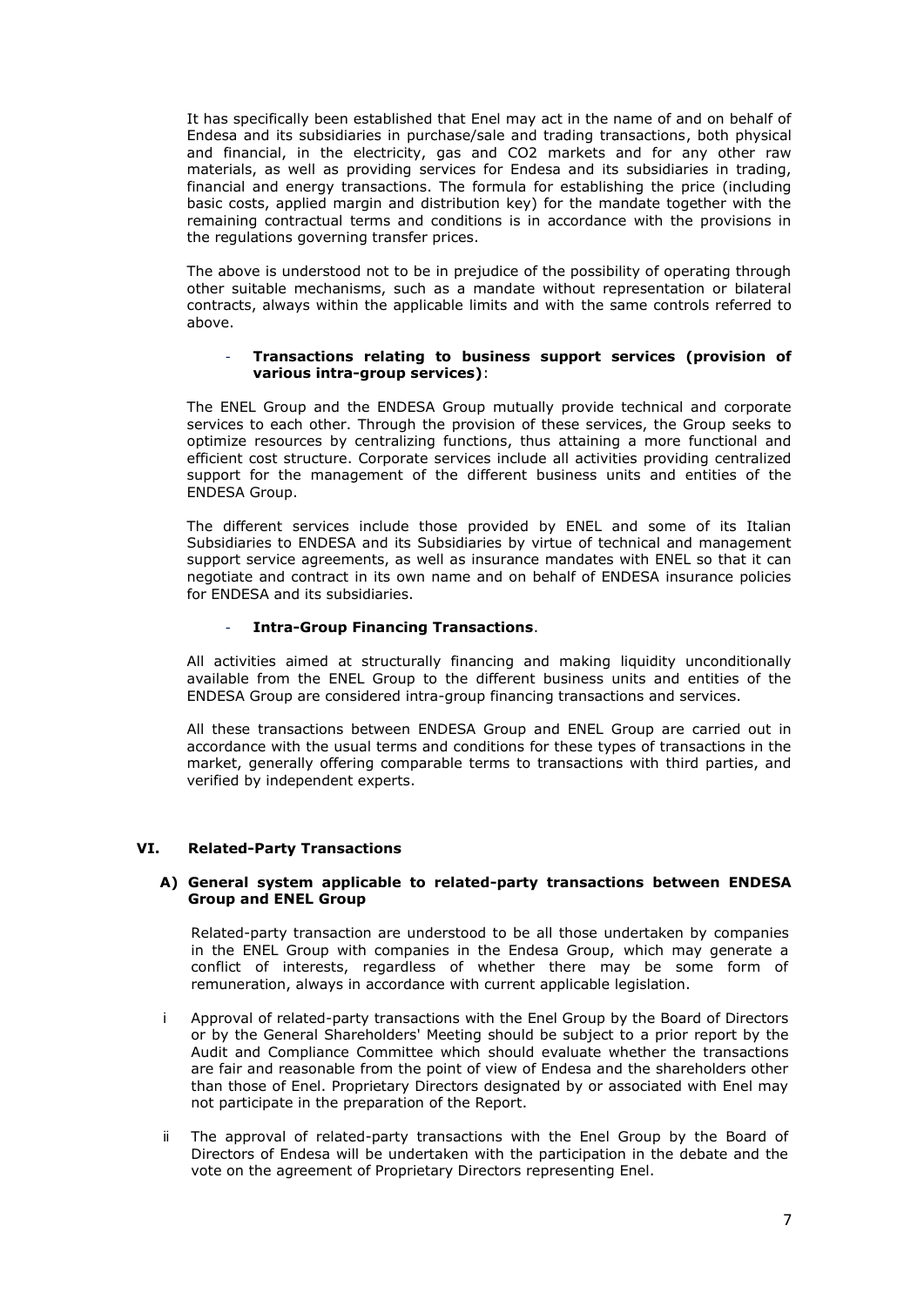It has specifically been established that Enel may act in the name of and on behalf of Endesa and its subsidiaries in purchase/sale and trading transactions, both physical and financial, in the electricity, gas and CO2 markets and for any other raw materials, as well as providing services for Endesa and its subsidiaries in trading, financial and energy transactions. The formula for establishing the price (including basic costs, applied margin and distribution key) for the mandate together with the remaining contractual terms and conditions is in accordance with the provisions in the regulations governing transfer prices.

The above is understood not to be in prejudice of the possibility of operating through other suitable mechanisms, such as a mandate without representation or bilateral contracts, always within the applicable limits and with the same controls referred to above.

- **Transactions relating to business support services (provision of various intra-group services)**:

The ENEL Group and the ENDESA Group mutually provide technical and corporate services to each other. Through the provision of these services, the Group seeks to optimize resources by centralizing functions, thus attaining a more functional and efficient cost structure. Corporate services include all activities providing centralized support for the management of the different business units and entities of the ENDESA Group.

The different services include those provided by ENEL and some of its Italian Subsidiaries to ENDESA and its Subsidiaries by virtue of technical and management support service agreements, as well as insurance mandates with ENEL so that it can negotiate and contract in its own name and on behalf of ENDESA insurance policies for ENDESA and its subsidiaries.

- **Intra-Group Financing Transactions**.

All activities aimed at structurally financing and making liquidity unconditionally available from the ENEL Group to the different business units and entities of the ENDESA Group are considered intra-group financing transactions and services.

All these transactions between ENDESA Group and ENEL Group are carried out in accordance with the usual terms and conditions for these types of transactions in the market, generally offering comparable terms to transactions with third parties, and verified by independent experts.

## VI. Related-Party Transactions

### A) General system applicable to related-party transactions between ENDESA Group and ENEL Group

Related-party transaction are understood to be all those undertaken by companies in the ENEL Group with companies in the Endesa Group, which may generate a conflict of interests, regardless of whether there may be some form of remuneration, always in accordance with current applicable legislation.

i Approval of related-party transactions with the Enel Group by the Board of Directors or by the General Shareholders' Meeting should be subject to a prior report by the Audit and Compliance Committee which should evaluate whether the transactions are fair and reasonable from the point of view of Endesa and the shareholders other than those of Enel. Proprietary Directors designated by or associated with Enel may not participate in the preparation of the Report.

ii The approval of related-party transactions with the Enel Group by the Board of Directors of Endesa will be undertaken with the participation in the debate and the vote on the agreement of Proprietary Directors representing Enel.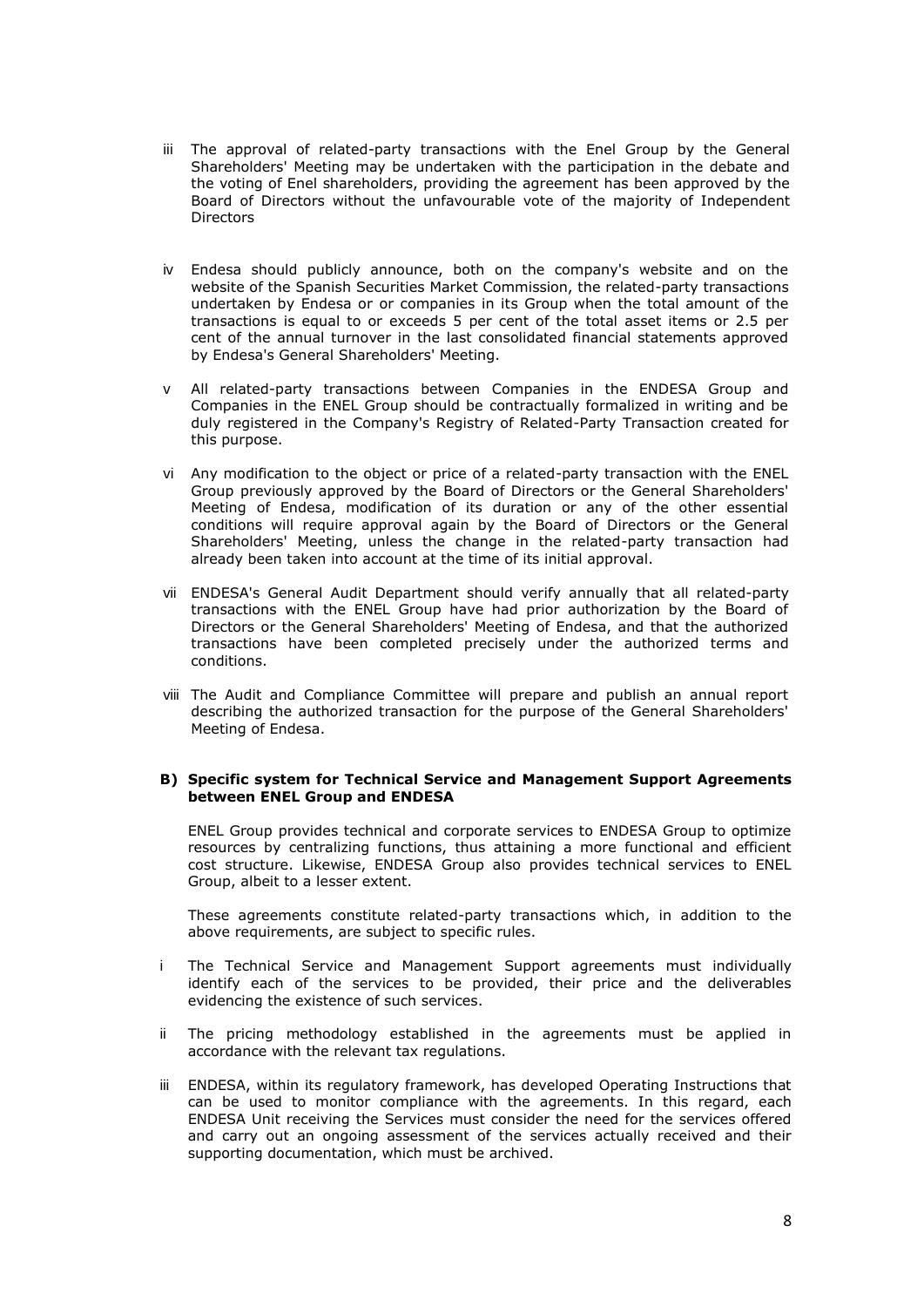iii The approval of related-party transactions with the Enel Group by the General Shareholders' Meeting may be undertaken with the participation in the debate and the voting of Enel shareholders, providing the agreement has been approved by the Board of Directors without the unfavourable vote of the majority of Independent Directors

iv Endesa should publicly announce, both on the company's website and on the website of the Spanish Securities Market Commission, the related-party transactions undertaken by Endesa or or companies in its Group when the total amount of the transactions is equal to or exceeds 5 per cent of the total asset items or 2.5 per cent of the annual turnover in the last consolidated financial statements approved by Endesa's General Shareholders' Meeting.

v All related-party transactions between Companies in the ENDESA Group and Companies in the ENEL Group should be contractually formalized in writing and be duly registered in the Company's Registry of Related-Party Transaction created for this purpose.

vi Any modification to the object or price of a related-party transaction with the ENEL Group previously approved by the Board of Directors or the General Shareholders' Meeting of Endesa, modification of its duration or any of the other essential conditions will require approval again by the Board of Directors or the General Shareholders' Meeting, unless the change in the related-party transaction had already been taken into account at the time of its initial approval.

vii ENDESA's General Audit Department should verify annually that all related-party transactions with the ENEL Group have had prior authorization by the Board of Directors or the General Shareholders' Meeting of Endesa, and that the authorized transactions have been completed precisely under the authorized terms and conditions.

viii The Audit and Compliance Committee will prepare and publish an annual report describing the authorized transaction for the purpose of the General Shareholders' Meeting of Endesa.

**B) Specific system for Technical Service and Management Support Agreements between ENEL Group and ENDESA**

ENEL Group provides technical and corporate services to ENDESA Group to optimize resources by centralizing functions, thus attaining a more functional and efficient cost structure. Likewise, ENDESA Group also provides technical services to ENEL Group, albeit to a lesser extent.

These agreements constitute related-party transactions which, in addition to the above requirements, are subject to specific rules.

i The Technical Service and Management Support agreements must individually identify each of the services to be provided, their price and the deliverables evidencing the existence of such services.

ii The pricing methodology established in the agreements must be applied in accordance with the relevant tax regulations.

iii ENDESA, within its regulatory framework, has developed Operating Instructions that can be used to monitor compliance with the agreements. In this regard, each ENDESA Unit receiving the Services must consider the need for the services offered and carry out an ongoing assessment of the services actually received and their supporting documentation, which must be archived.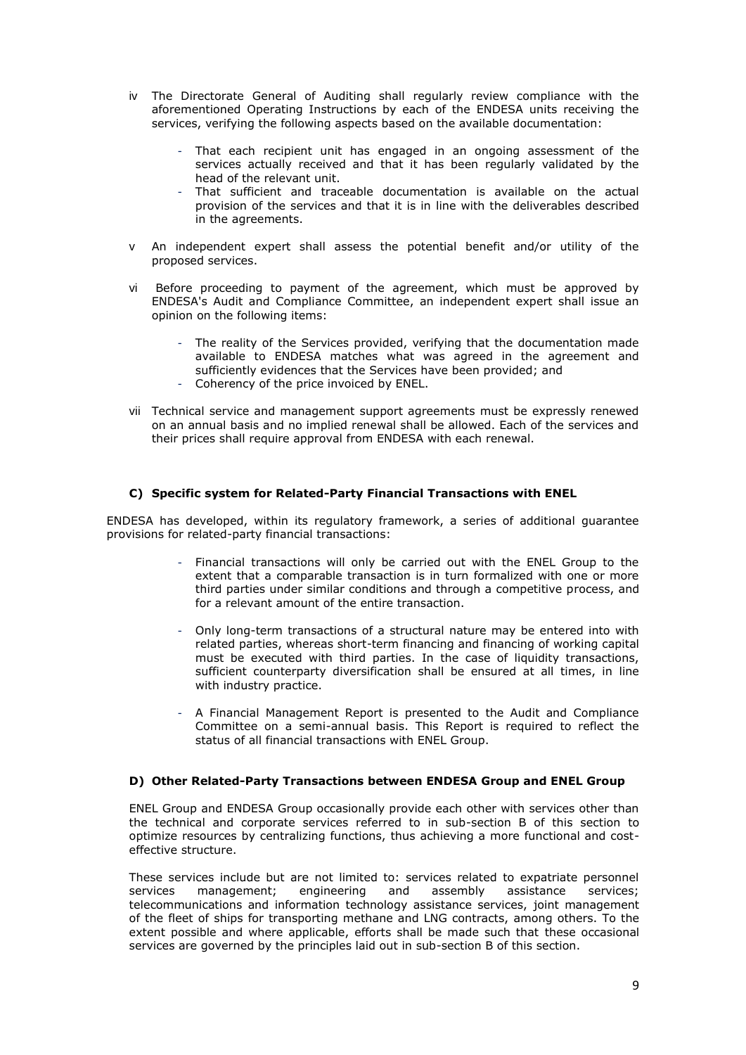iv The Directorate General of Auditing shall regularly review compliance with the aforementioned Operating Instructions by each of the ENDESA units receiving the services, verifying the following aspects based on the available documentation:

- That each recipient unit has engaged in an ongoing assessment of the services actually received and that it has been regularly validated by the head of the relevant unit.
- That sufficient and traceable documentation is available on the actual provision of the services and that it is in line with the deliverables described in the agreements.

v An independent expert shall assess the potential benefit and/or utility of the proposed services.

vi Before proceeding to payment of the agreement, which must be approved by ENDESA's Audit and Compliance Committee, an independent expert shall issue an opinion on the following items:

- The reality of the Services provided, verifying that the documentation made available to ENDESA matches what was agreed in the agreement and sufficiently evidences that the Services have been provided; and
- Coherency of the price invoiced by ENEL.

vii Technical service and management support agreements must be expressly renewed on an annual basis and no implied renewal shall be allowed. Each of the services and their prices shall require approval from ENDESA with each renewal.

#### C) Specific system for Related-Party Financial Transactions with ENEL

ENDESA has developed, within its regulatory framework, a series of additional guarantee provisions for related-party financial transactions:

- Financial transactions will only be carried out with the ENEL Group to the extent that a comparable transaction is in turn formalized with one or more third parties under similar conditions and through a competitive process, and for a relevant amount of the entire transaction.

- Only long-term transactions of a structural nature may be entered into with related parties, whereas short-term financing and financing of working capital must be executed with third parties. In the case of liquidity transactions, sufficient counterparty diversification shall be ensured at all times, in line with industry practice.

- A Financial Management Report is presented to the Audit and Compliance Committee on a semi-annual basis. This Report is required to reflect the status of all financial transactions with ENEL Group.

#### D) Other Related-Party Transactions between ENDESA Group and ENEL Group

ENEL Group and ENDESA Group occasionally provide each other with services other than the technical and corporate services referred to in sub-section B of this section to optimize resources by centralizing functions, thus achieving a more functional and cost-effective structure.

These services include but are not limited to: services related to expatriate personnel services management; engineering and assembly assistance services; telecommunications and information technology assistance services, joint management of the fleet of ships for transporting methane and LNG contracts, among others. To the extent possible and where applicable, efforts shall be made such that these occasional services are governed by the principles laid out in sub-section B of this section.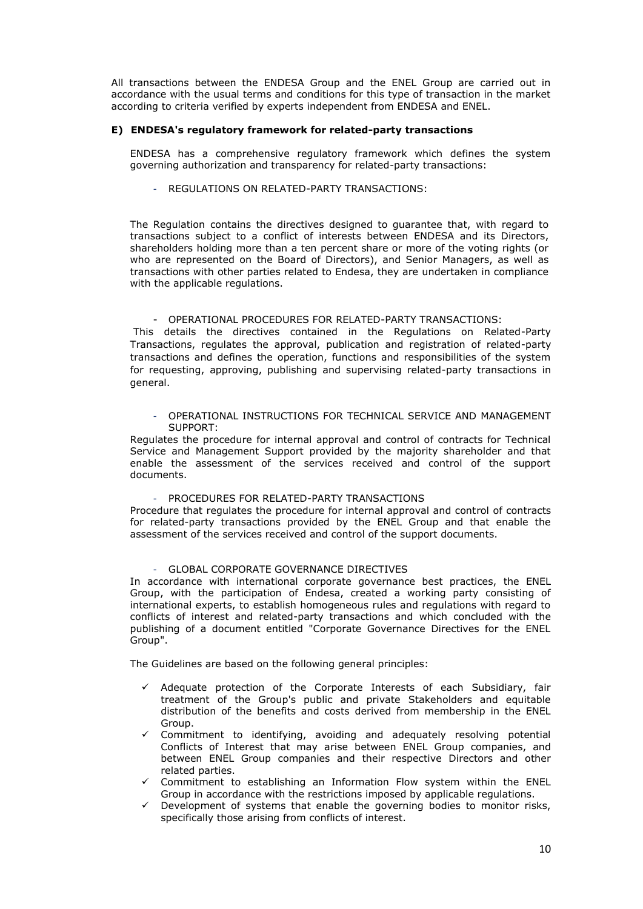All transactions between the ENDESA Group and the ENEL Group are carried out in accordance with the usual terms and conditions for this type of transaction in the market according to criteria verified by experts independent from ENDESA and ENEL.

**E) ENDESA's regulatory framework for related-party transactions**

ENDESA has a comprehensive regulatory framework which defines the system governing authorization and transparency for related-party transactions:

- REGULATIONS ON RELATED-PARTY TRANSACTIONS:

The Regulation contains the directives designed to guarantee that, with regard to transactions subject to a conflict of interests between ENDESA and its Directors, shareholders holding more than a ten percent share or more of the voting rights (or who are represented on the Board of Directors), and Senior Managers, as well as transactions with other parties related to Endesa, they are undertaken in compliance with the applicable regulations.

- OPERATIONAL PROCEDURES FOR RELATED-PARTY TRANSACTIONS:

This details the directives contained in the Regulations on Related-Party Transactions, regulates the approval, publication and registration of related-party transactions and defines the operation, functions and responsibilities of the system for requesting, approving, publishing and supervising related-party transactions in general.

- OPERATIONAL INSTRUCTIONS FOR TECHNICAL SERVICE AND MANAGEMENT SUPPORT:

Regulates the procedure for internal approval and control of contracts for Technical Service and Management Support provided by the majority shareholder and that enable the assessment of the services received and control of the support documents.

- PROCEDURES FOR RELATED-PARTY TRANSACTIONS

Procedure that regulates the procedure for internal approval and control of contracts for related-party transactions provided by the ENEL Group and that enable the assessment of the services received and control of the support documents.

- GLOBAL CORPORATE GOVERNANCE DIRECTIVES

In accordance with international corporate governance best practices, the ENEL Group, with the participation of Endesa, created a working party consisting of international experts, to establish homogeneous rules and regulations with regard to conflicts of interest and related-party transactions and which concluded with the publishing of a document entitled "Corporate Governance Directives for the ENEL Group".

The Guidelines are based on the following general principles:

- ✓ Adequate protection of the Corporate Interests of each Subsidiary, fair treatment of the Group's public and private Stakeholders and equitable distribution of the benefits and costs derived from membership in the ENEL Group.
- ✓ Commitment to identifying, avoiding and adequately resolving potential Conflicts of Interest that may arise between ENEL Group companies, and between ENEL Group companies and their respective Directors and other related parties.
- ✓ Commitment to establishing an Information Flow system within the ENEL Group in accordance with the restrictions imposed by applicable regulations.
- ✓ Development of systems that enable the governing bodies to monitor risks, specifically those arising from conflicts of interest.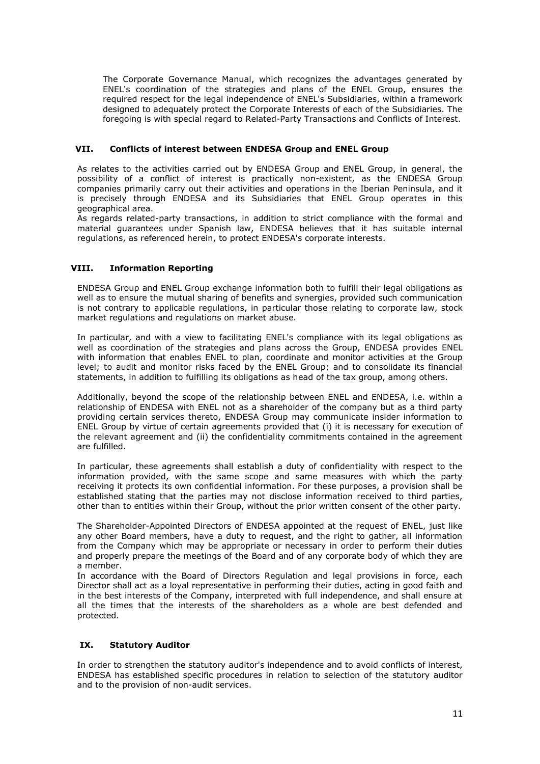The Corporate Governance Manual, which recognizes the advantages generated by ENEL's coordination of the strategies and plans of the ENEL Group, ensures the required respect for the legal independence of ENEL's Subsidiaries, within a framework designed to adequately protect the Corporate Interests of each of the Subsidiaries. The foregoing is with special regard to Related-Party Transactions and Conflicts of Interest.

## VII. Conflicts of interest between ENDESA Group and ENEL Group

As relates to the activities carried out by ENDESA Group and ENEL Group, in general, the possibility of a conflict of interest is practically non-existent, as the ENDESA Group companies primarily carry out their activities and operations in the Iberian Peninsula, and it is precisely through ENDESA and its Subsidiaries that ENEL Group operates in this geographical area.

As regards related-party transactions, in addition to strict compliance with the formal and material guarantees under Spanish law, ENDESA believes that it has suitable internal regulations, as referenced herein, to protect ENDESA's corporate interests.

## VIII. Information Reporting

ENDESA Group and ENEL Group exchange information both to fulfill their legal obligations as well as to ensure the mutual sharing of benefits and synergies, provided such communication is not contrary to applicable regulations, in particular those relating to corporate law, stock market regulations and regulations on market abuse.

In particular, and with a view to facilitating ENEL's compliance with its legal obligations as well as coordination of the strategies and plans across the Group, ENDESA provides ENEL with information that enables ENEL to plan, coordinate and monitor activities at the Group level; to audit and monitor risks faced by the ENEL Group; and to consolidate its financial statements, in addition to fulfilling its obligations as head of the tax group, among others.

Additionally, beyond the scope of the relationship between ENEL and ENDESA, i.e. within a relationship of ENDESA with ENEL not as a shareholder of the company but as a third party providing certain services thereto, ENDESA Group may communicate insider information to ENEL Group by virtue of certain agreements provided that (i) it is necessary for execution of the relevant agreement and (ii) the confidentiality commitments contained in the agreement are fulfilled.

In particular, these agreements shall establish a duty of confidentiality with respect to the information provided, with the same scope and same measures with which the party receiving it protects its own confidential information. For these purposes, a provision shall be established stating that the parties may not disclose information received to third parties, other than to entities within their Group, without the prior written consent of the other party.

The Shareholder-Appointed Directors of ENDESA appointed at the request of ENEL, just like any other Board members, have a duty to request, and the right to gather, all information from the Company which may be appropriate or necessary in order to perform their duties and properly prepare the meetings of the Board and of any corporate body of which they are a member.

In accordance with the Board of Directors Regulation and legal provisions in force, each Director shall act as a loyal representative in performing their duties, acting in good faith and in the best interests of the Company, interpreted with full independence, and shall ensure at all the times that the interests of the shareholders as a whole are best defended and protected.

## IX. Statutory Auditor

In order to strengthen the statutory auditor's independence and to avoid conflicts of interest, ENDESA has established specific procedures in relation to selection of the statutory auditor and to the provision of non-audit services.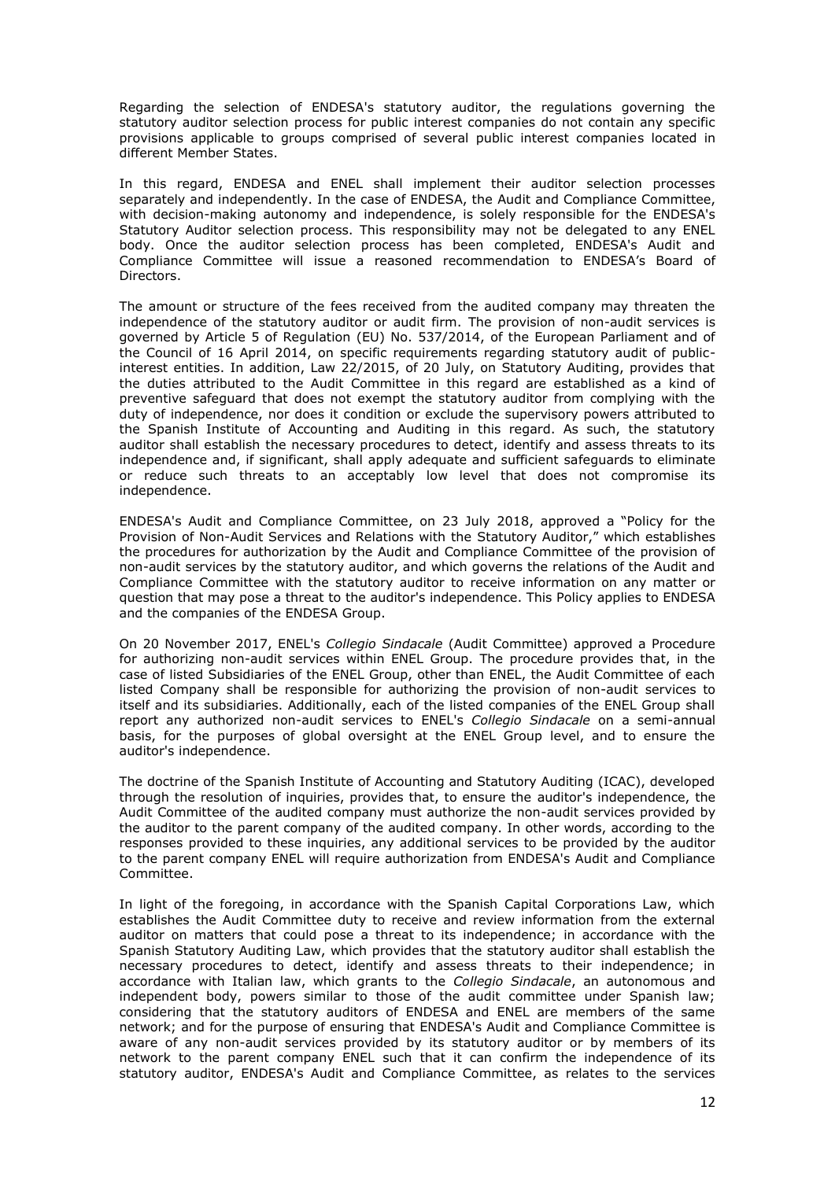Regarding the selection of ENDESA's statutory auditor, the regulations governing the statutory auditor selection process for public interest companies do not contain any specific provisions applicable to groups comprised of several public interest companies located in different Member States.

In this regard, ENDESA and ENEL shall implement their auditor selection processes separately and independently. In the case of ENDESA, the Audit and Compliance Committee, with decision-making autonomy and independence, is solely responsible for the ENDESA's Statutory Auditor selection process. This responsibility may not be delegated to any ENEL body. Once the auditor selection process has been completed, ENDESA's Audit and Compliance Committee will issue a reasoned recommendation to ENDESA's Board of Directors.

The amount or structure of the fees received from the audited company may threaten the independence of the statutory auditor or audit firm. The provision of non-audit services is governed by Article 5 of Regulation (EU) No. 537/2014, of the European Parliament and of the Council of 16 April 2014, on specific requirements regarding statutory audit of public-interest entities. In addition, Law 22/2015, of 20 July, on Statutory Auditing, provides that the duties attributed to the Audit Committee in this regard are established as a kind of preventive safeguard that does not exempt the statutory auditor from complying with the duty of independence, nor does it condition or exclude the supervisory powers attributed to the Spanish Institute of Accounting and Auditing in this regard. As such, the statutory auditor shall establish the necessary procedures to detect, identify and assess threats to its independence and, if significant, shall apply adequate and sufficient safeguards to eliminate or reduce such threats to an acceptably low level that does not compromise its independence.

ENDESA's Audit and Compliance Committee, on 23 July 2018, approved a "Policy for the Provision of Non-Audit Services and Relations with the Statutory Auditor," which establishes the procedures for authorization by the Audit and Compliance Committee of the provision of non-audit services by the statutory auditor, and which governs the relations of the Audit and Compliance Committee with the statutory auditor to receive information on any matter or question that may pose a threat to the auditor's independence. This Policy applies to ENDESA and the companies of the ENDESA Group.

On 20 November 2017, ENEL's *Collegio Sindacale* (Audit Committee) approved a Procedure for authorizing non-audit services within ENEL Group. The procedure provides that, in the case of listed Subsidiaries of the ENEL Group, other than ENEL, the Audit Committee of each listed Company shall be responsible for authorizing the provision of non-audit services to itself and its subsidiaries. Additionally, each of the listed companies of the ENEL Group shall report any authorized non-audit services to ENEL's *Collegio Sindacale* on a semi-annual basis, for the purposes of global oversight at the ENEL Group level, and to ensure the auditor's independence.

The doctrine of the Spanish Institute of Accounting and Statutory Auditing (ICAC), developed through the resolution of inquiries, provides that, to ensure the auditor's independence, the Audit Committee of the audited company must authorize the non-audit services provided by the auditor to the parent company of the audited company. In other words, according to the responses provided to these inquiries, any additional services to be provided by the auditor to the parent company ENEL will require authorization from ENDESA's Audit and Compliance Committee.

In light of the foregoing, in accordance with the Spanish Capital Corporations Law, which establishes the Audit Committee duty to receive and review information from the external auditor on matters that could pose a threat to its independence; in accordance with the Spanish Statutory Auditing Law, which provides that the statutory auditor shall establish the necessary procedures to detect, identify and assess threats to their independence; in accordance with Italian law, which grants to the *Collegio Sindacale*, an autonomous and independent body, powers similar to those of the audit committee under Spanish law; considering that the statutory auditors of ENDESA and ENEL are members of the same network; and for the purpose of ensuring that ENDESA's Audit and Compliance Committee is aware of any non-audit services provided by its statutory auditor or by members of its network to the parent company ENEL such that it can confirm the independence of its statutory auditor, ENDESA's Audit and Compliance Committee, as relates to the services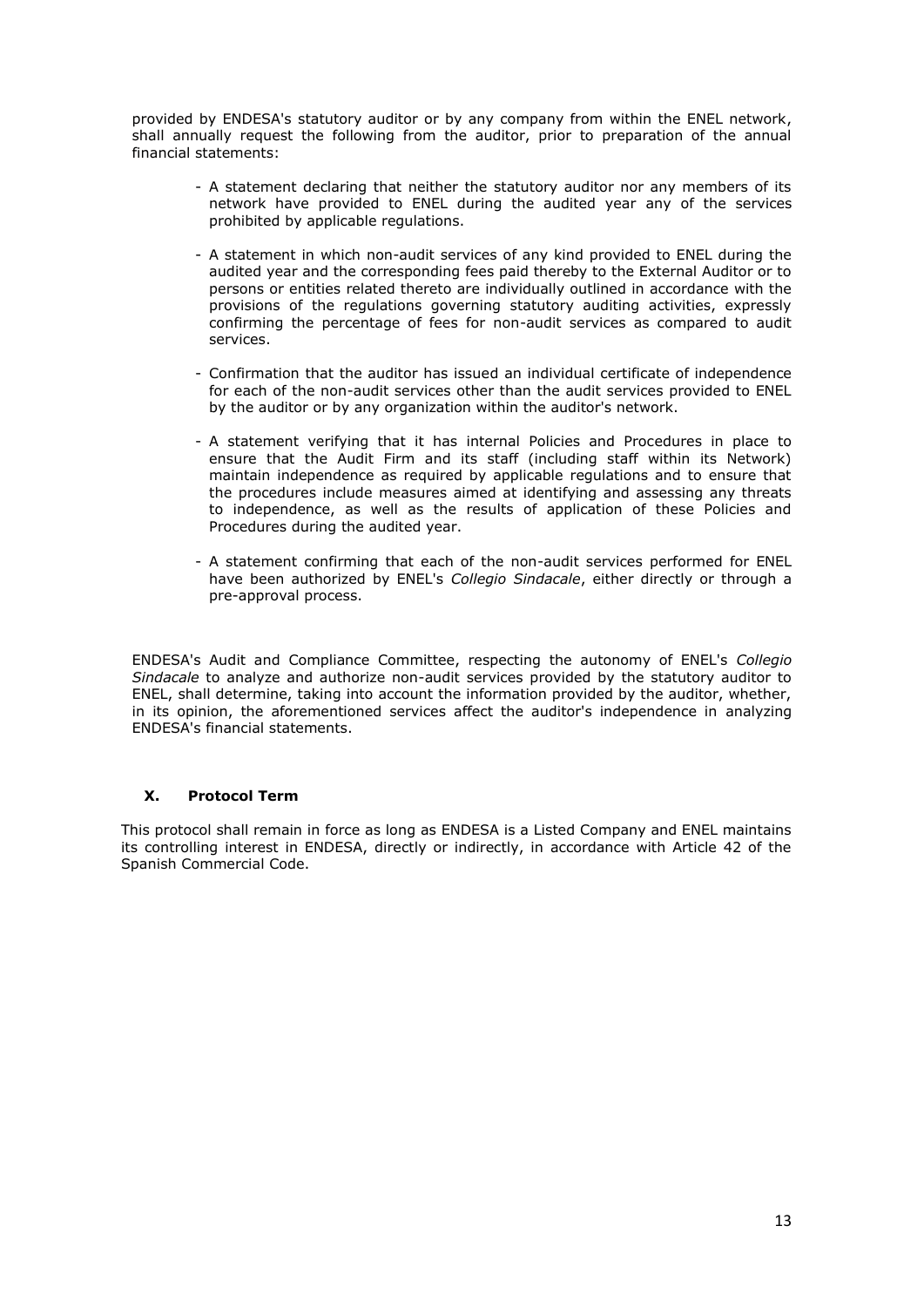provided by ENDESA's statutory auditor or by any company from within the ENEL network, shall annually request the following from the auditor, prior to preparation of the annual financial statements:

- A statement declaring that neither the statutory auditor nor any members of its network have provided to ENEL during the audited year any of the services prohibited by applicable regulations.
- A statement in which non-audit services of any kind provided to ENEL during the audited year and the corresponding fees paid thereby to the External Auditor or to persons or entities related thereto are individually outlined in accordance with the provisions of the regulations governing statutory auditing activities, expressly confirming the percentage of fees for non-audit services as compared to audit services.
- Confirmation that the auditor has issued an individual certificate of independence for each of the non-audit services other than the audit services provided to ENEL by the auditor or by any organization within the auditor's network.
- A statement verifying that it has internal Policies and Procedures in place to ensure that the Audit Firm and its staff (including staff within its Network) maintain independence as required by applicable regulations and to ensure that the procedures include measures aimed at identifying and assessing any threats to independence, as well as the results of application of these Policies and Procedures during the audited year.
- A statement confirming that each of the non-audit services performed for ENEL have been authorized by ENEL's *Collegio Sindacale*, either directly or through a pre-approval process.

ENDESA's Audit and Compliance Committee, respecting the autonomy of ENEL's *Collegio Sindacale* to analyze and authorize non-audit services provided by the statutory auditor to ENEL, shall determine, taking into account the information provided by the auditor, whether, in its opinion, the aforementioned services affect the auditor's independence in analyzing ENDESA's financial statements.

## X. Protocol Term

This protocol shall remain in force as long as ENDESA is a Listed Company and ENEL maintains its controlling interest in ENDESA, directly or indirectly, in accordance with Article 42 of the Spanish Commercial Code.